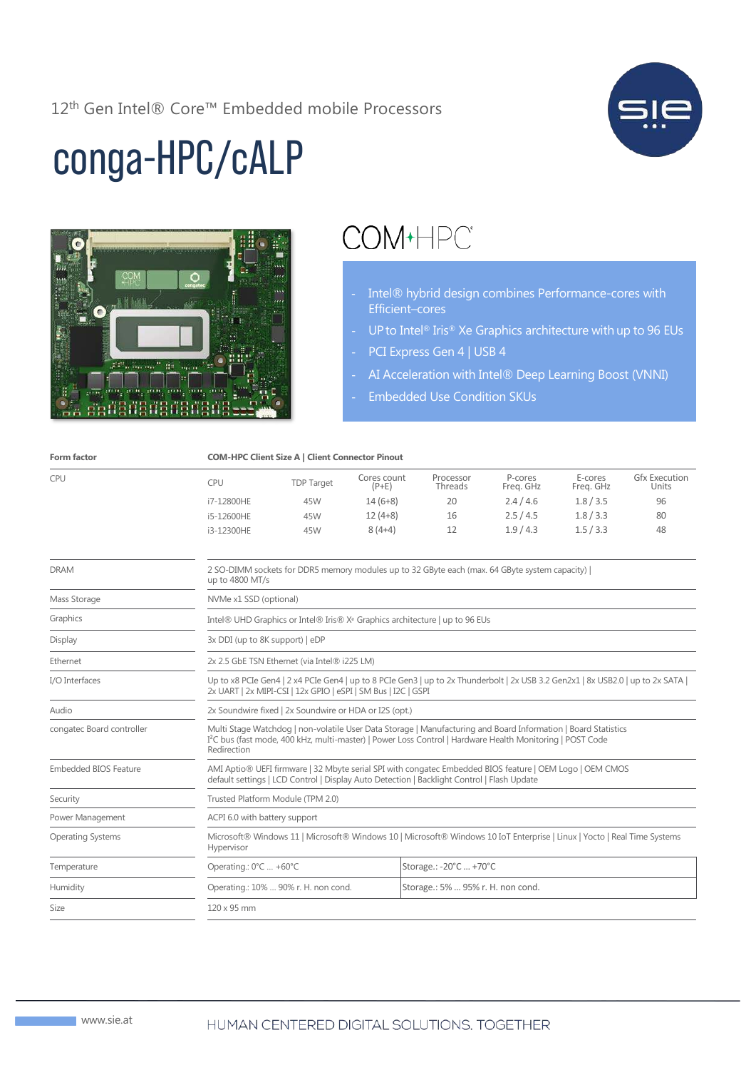12th Gen Intel® Core™ Embedded mobile Processors

# conga-HPC/cALP

COM-HPC

- Intel® hybrid design combines Performance-cores with Efficient–cores
- UP to Intel® Iris® Xe Graphics architecture with up to 96 EUs
- PCI Express Gen 4 | USB 4
- AI Acceleration with Intel® Deep Learning Boost (VNNI)
- Embedded Use Condition SKUs

| **Form factor** | **COM-HPC Client Size A \| Client Connector Pinout** |
|---|---|

| CPU | TDP Target | Cores count (P+E) | Processor Threads | P-cores Freq. GHz | E-cores Freq. GHz | Gfx Execution Units |
|---|---|---|---|---|---|---|
| i7-12800HE | 45W | 14 (6+8) | 20 | 2.4 / 4.6 | 1.8 / 3.5 | 96 |
| i5-12600HE | 45W | 12 (4+8) | 16 | 2.5 / 4.5 | 1.8 / 3.3 | 80 |
| i3-12300HE | 45W | 8 (4+4) | 12 | 1.9 / 4.3 | 1.5 / 3.3 | 48 |

| Feature | Description |
|---|---|
| DRAM | 2 SO-DIMM sockets for DDR5 memory modules up to 32 GByte each (max. 64 GByte system capacity) \| up to 4800 MT/s |
| Mass Storage | NVMe x1 SSD (optional) |
| Graphics | Intel® UHD Graphics or Intel® Iris® Xe Graphics architecture \| up to 96 EUs |
| Display | 3x DDI (up to 8K support) \| eDP |
| Ethernet | 2x 2.5 GbE TSN Ethernet (via Intel® i225 LM) |
| I/O Interfaces | Up to x8 PCIe Gen4 \| 2 x4 PCIe Gen4 \| up to 8 PCIe Gen3 \| up to 2x Thunderbolt \| 2x USB 3.2 Gen2x1 \| 8x USB2.0 \| up to 2x SATA \| 2x UART \| 2x MIPI-CSI \| 12x GPIO \| eSPI \| SM Bus \| I2C \| GSPI |
| Audio | 2x Soundwire fixed \| 2x Soundwire or HDA or I2S (opt.) |
| congatec Board controller | Multi Stage Watchdog \| non-volatile User Data Storage \| Manufacturing and Board Information \| Board Statistics I²C bus (fast mode, 400 kHz, multi-master) \| Power Loss Control \| Hardware Health Monitoring \| POST Code Redirection |
| Embedded BIOS Feature | AMI Aptio® UEFI firmware \| 32 Mbyte serial SPI with congatec Embedded BIOS feature \| OEM Logo \| OEM CMOS default settings \| LCD Control \| Display Auto Detection \| Backlight Control \| Flash Update |
| Security | Trusted Platform Module (TPM 2.0) |
| Power Management | ACPI 6.0 with battery support |
| Operating Systems | Microsoft® Windows 11 \| Microsoft® Windows 10 \| Microsoft® Windows 10 IoT Enterprise \| Linux \| Yocto \| Real Time Systems Hypervisor |
| Temperature | Operating.: 0°C ... +60°C \| Storage.: -20°C ... +70°C |
| Humidity | Operating.: 10% ... 90% r. H. non cond. \| Storage.: 5% ... 95% r. H. non cond. |
| Size | 120 x 95 mm |

www.sie.at

HUMAN CENTERED DIGITAL SOLUTIONS. TOGETHER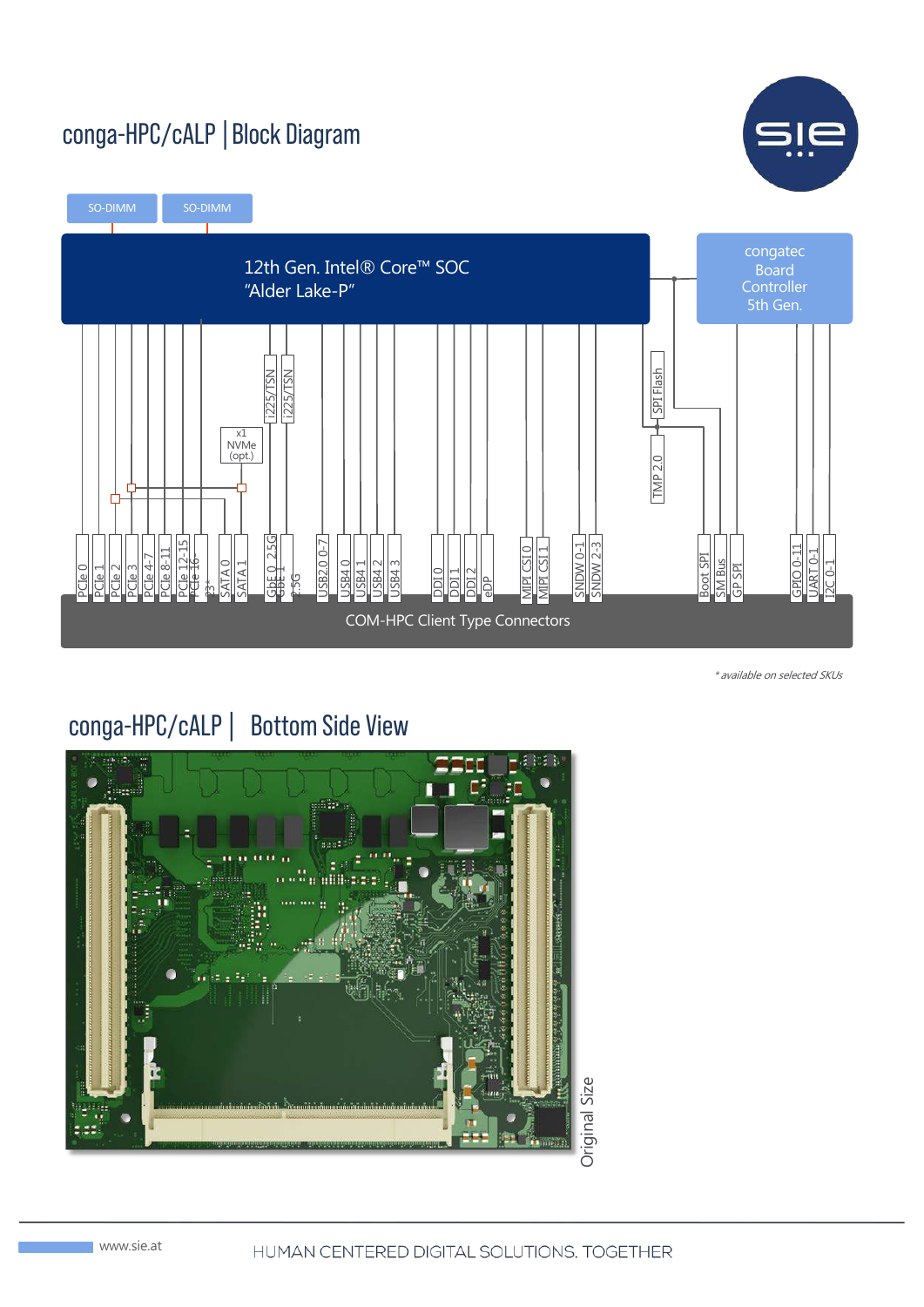## conga-HPC/cALP | Block Diagram

SO-DIMM

SO-DIMM

12th Gen. Intel® Core™ SOC
"Alder Lake-P"

congatec Board Controller 5th Gen.

x1 NVMe (opt.)

i225/TSN

i225/TSN

SPI Flash

TMP 2.0

PCIe 0, PCIe 1, PCIe 2, PCIe 3, PCIe 4-7, PCIe 8-11, PCIe 12-15, PCIe 16-23*, SATA 0, SATA 1, GbE 0 2.5G, GbE 1 2.5G, USB2.0 0-7, USB4 0, USB4 1, USB4 2, USB4 3, DDI 0, DDI 1, DDI 2, eDP, MIPI CSI 0, MIPI CSI 1, SNDW 0-1, SNDW 2-3, Boot SPI, SM Bus, GP SPI, GPIO 0-11, UART 0-1, I2C 0-1

COM-HPC Client Type Connectors

*available on selected SKUs

## conga-HPC/cALP | Bottom Side View

Original Size

www.sie.at

HUMAN CENTERED DIGITAL SOLUTIONS. TOGETHER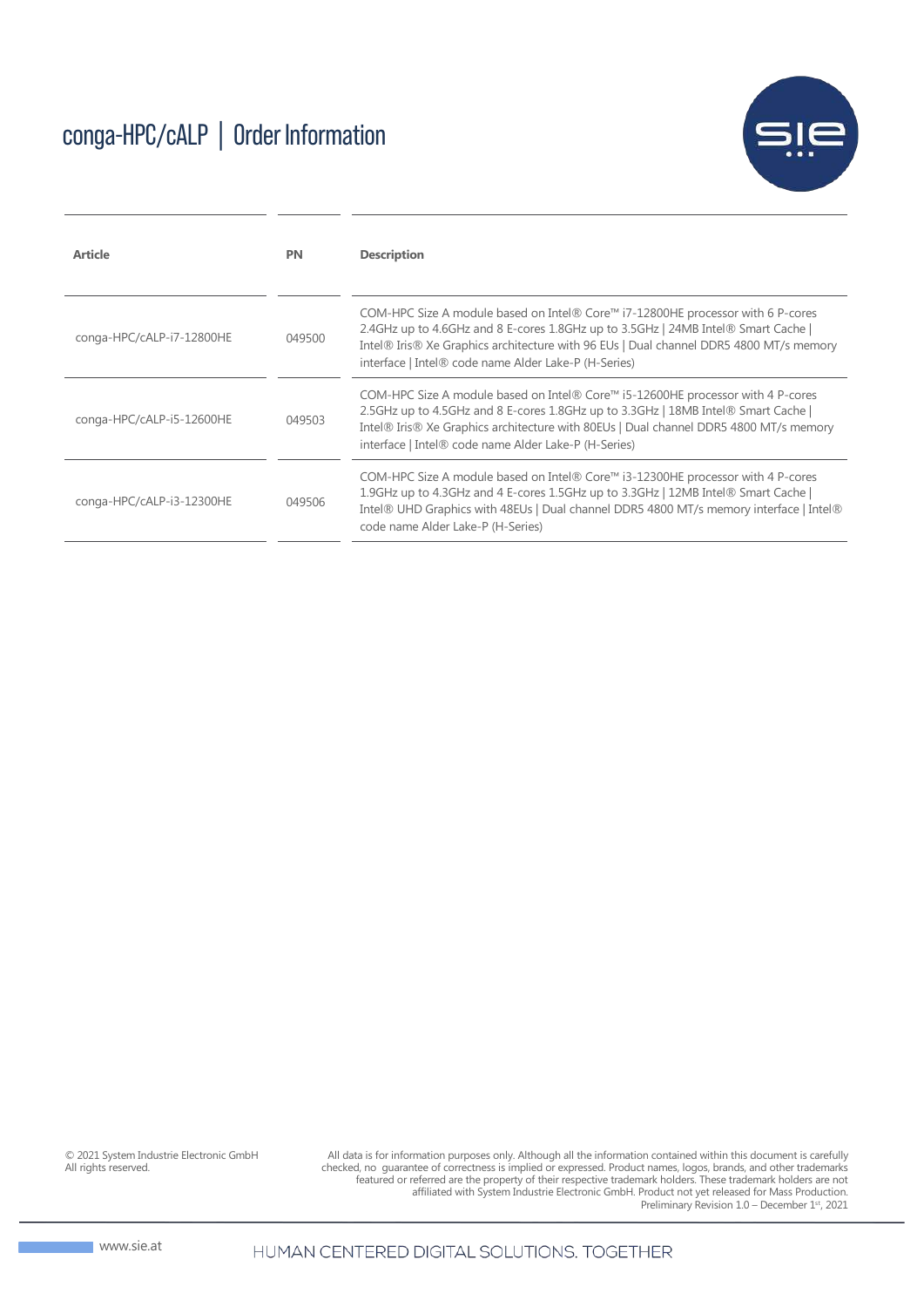# conga-HPC/cALP | Order Information

| Article | PN | Description |
|---|---|---|
| conga-HPC/cALP-i7-12800HE | 049500 | COM-HPC Size A module based on Intel® Core™ i7-12800HE processor with 6 P-cores 2.4GHz up to 4.6GHz and 8 E-cores 1.8GHz up to 3.5GHz \| 24MB Intel® Smart Cache \| Intel® Iris® Xe Graphics architecture with 96 EUs \| Dual channel DDR5 4800 MT/s memory interface \| Intel® code name Alder Lake-P (H-Series) |
| conga-HPC/cALP-i5-12600HE | 049503 | COM-HPC Size A module based on Intel® Core™ i5-12600HE processor with 4 P-cores 2.5GHz up to 4.5GHz and 8 E-cores 1.8GHz up to 3.3GHz \| 18MB Intel® Smart Cache \| Intel® Iris® Xe Graphics architecture with 80EUs \| Dual channel DDR5 4800 MT/s memory interface \| Intel® code name Alder Lake-P (H-Series) |
| conga-HPC/cALP-i3-12300HE | 049506 | COM-HPC Size A module based on Intel® Core™ i3-12300HE processor with 4 P-cores 1.9GHz up to 4.3GHz and 4 E-cores 1.5GHz up to 3.3GHz \| 12MB Intel® Smart Cache \| Intel® UHD Graphics with 48EUs \| Dual channel DDR5 4800 MT/s memory interface \| Intel® code name Alder Lake-P (H-Series) |

© 2021 System Industrie Electronic GmbH
All rights reserved.

All data is for information purposes only. Although all the information contained within this document is carefully checked, no guarantee of correctness is implied or expressed. Product names, logos, brands, and other trademarks featured or referred are the property of their respective trademark holders. These trademark holders are not affiliated with System Industrie Electronic GmbH. Product not yet released for Mass Production.
Preliminary Revision 1.0 – December 1st, 2021